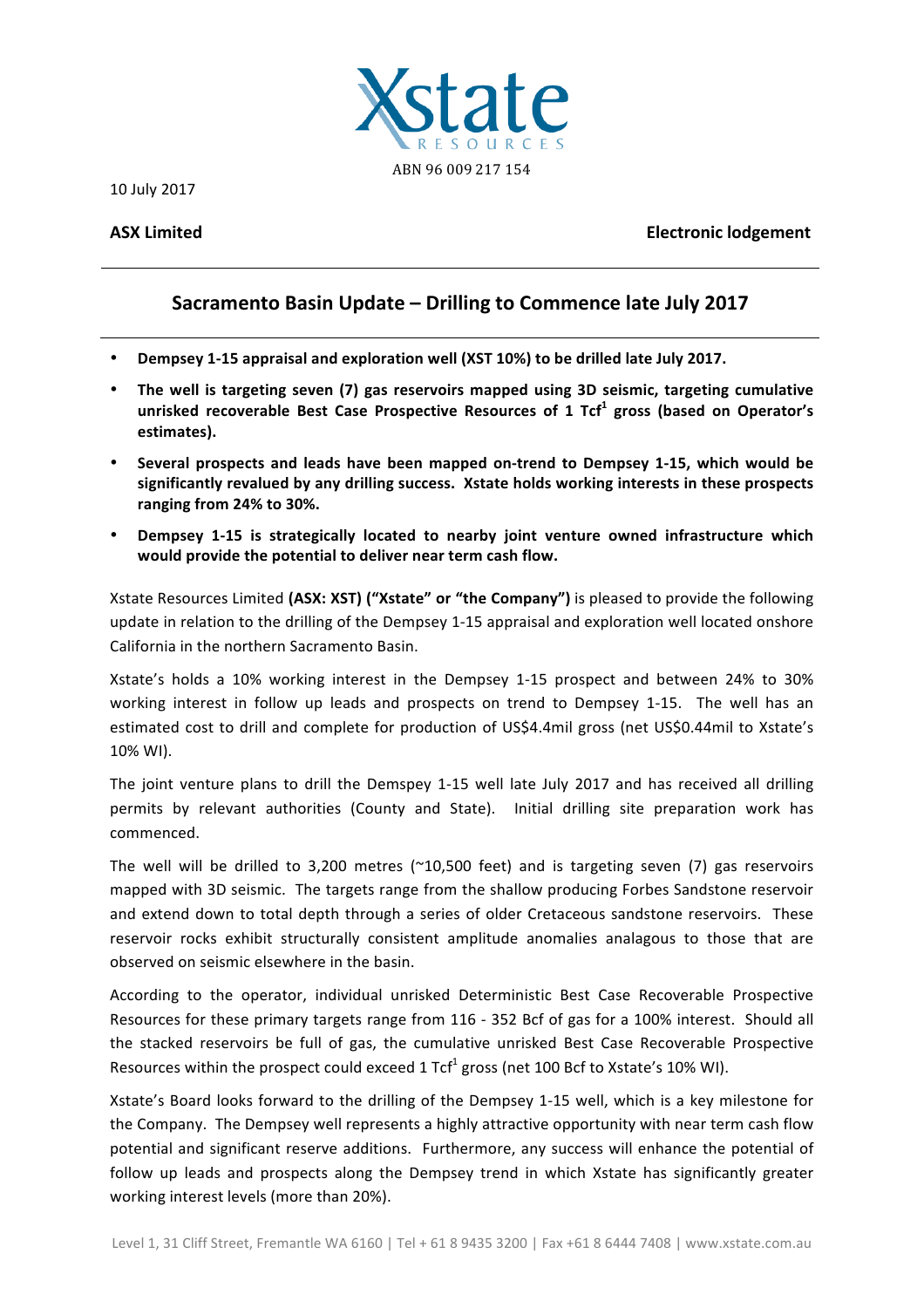Xstate RESOURCES

ABN 96 009 217 154

10 July 2017

**ASX Limited** **Electronic lodgement**

## Sacramento Basin Update – Drilling to Commence late July 2017

- **Dempsey 1-15 appraisal and exploration well (XST 10%) to be drilled late July 2017.**
- **The well is targeting seven (7) gas reservoirs mapped using 3D seismic, targeting cumulative unrisked recoverable Best Case Prospective Resources of 1 Tcf[1] gross (based on Operator's estimates).**
- **Several prospects and leads have been mapped on-trend to Dempsey 1-15, which would be significantly revalued by any drilling success. Xstate holds working interests in these prospects ranging from 24% to 30%.**
- **Dempsey 1-15 is strategically located to nearby joint venture owned infrastructure which would provide the potential to deliver near term cash flow.**

Xstate Resources Limited **(ASX: XST) ("Xstate" or "the Company")** is pleased to provide the following update in relation to the drilling of the Dempsey 1-15 appraisal and exploration well located onshore California in the northern Sacramento Basin.

Xstate's holds a 10% working interest in the Dempsey 1-15 prospect and between 24% to 30% working interest in follow up leads and prospects on trend to Dempsey 1-15. The well has an estimated cost to drill and complete for production of US$4.4mil gross (net US$0.44mil to Xstate's 10% WI).

The joint venture plans to drill the Demspey 1-15 well late July 2017 and has received all drilling permits by relevant authorities (County and State). Initial drilling site preparation work has commenced.

The well will be drilled to 3,200 metres (~10,500 feet) and is targeting seven (7) gas reservoirs mapped with 3D seismic. The targets range from the shallow producing Forbes Sandstone reservoir and extend down to total depth through a series of older Cretaceous sandstone reservoirs. These reservoir rocks exhibit structurally consistent amplitude anomalies analagous to those that are observed on seismic elsewhere in the basin.

According to the operator, individual unrisked Deterministic Best Case Recoverable Prospective Resources for these primary targets range from 116 - 352 Bcf of gas for a 100% interest. Should all the stacked reservoirs be full of gas, the cumulative unrisked Best Case Recoverable Prospective Resources within the prospect could exceed 1 Tcf[1] gross (net 100 Bcf to Xstate's 10% WI).

Xstate's Board looks forward to the drilling of the Dempsey 1-15 well, which is a key milestone for the Company. The Dempsey well represents a highly attractive opportunity with near term cash flow potential and significant reserve additions. Furthermore, any success will enhance the potential of follow up leads and prospects along the Dempsey trend in which Xstate has significantly greater working interest levels (more than 20%).

Level 1, 31 Cliff Street, Fremantle WA 6160 | Tel + 61 8 9435 3200 | Fax +61 8 6444 7408 | www.xstate.com.au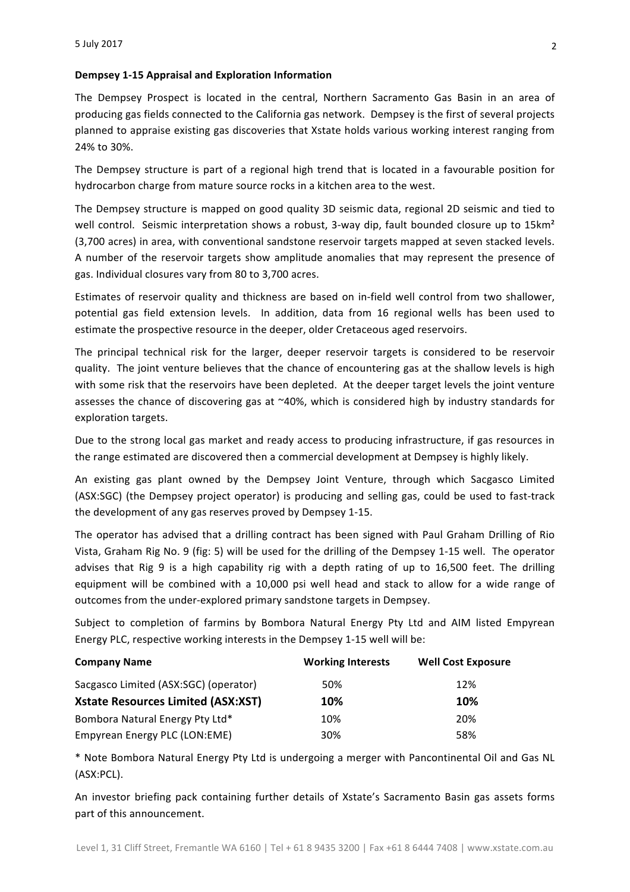**Dempsey 1-15 Appraisal and Exploration Information**

The Dempsey Prospect is located in the central, Northern Sacramento Gas Basin in an area of producing gas fields connected to the California gas network. Dempsey is the first of several projects planned to appraise existing gas discoveries that Xstate holds various working interest ranging from 24% to 30%.

The Dempsey structure is part of a regional high trend that is located in a favourable position for hydrocarbon charge from mature source rocks in a kitchen area to the west.

The Dempsey structure is mapped on good quality 3D seismic data, regional 2D seismic and tied to well control. Seismic interpretation shows a robust, 3-way dip, fault bounded closure up to 15km² (3,700 acres) in area, with conventional sandstone reservoir targets mapped at seven stacked levels. A number of the reservoir targets show amplitude anomalies that may represent the presence of gas. Individual closures vary from 80 to 3,700 acres.

Estimates of reservoir quality and thickness are based on in-field well control from two shallower, potential gas field extension levels. In addition, data from 16 regional wells has been used to estimate the prospective resource in the deeper, older Cretaceous aged reservoirs.

The principal technical risk for the larger, deeper reservoir targets is considered to be reservoir quality. The joint venture believes that the chance of encountering gas at the shallow levels is high with some risk that the reservoirs have been depleted. At the deeper target levels the joint venture assesses the chance of discovering gas at ~40%, which is considered high by industry standards for exploration targets.

Due to the strong local gas market and ready access to producing infrastructure, if gas resources in the range estimated are discovered then a commercial development at Dempsey is highly likely.

An existing gas plant owned by the Dempsey Joint Venture, through which Sacgasco Limited (ASX:SGC) (the Dempsey project operator) is producing and selling gas, could be used to fast-track the development of any gas reserves proved by Dempsey 1-15.

The operator has advised that a drilling contract has been signed with Paul Graham Drilling of Rio Vista, Graham Rig No. 9 (fig: 5) will be used for the drilling of the Dempsey 1-15 well. The operator advises that Rig 9 is a high capability rig with a depth rating of up to 16,500 feet. The drilling equipment will be combined with a 10,000 psi well head and stack to allow for a wide range of outcomes from the under-explored primary sandstone targets in Dempsey.

Subject to completion of farmins by Bombora Natural Energy Pty Ltd and AIM listed Empyrean Energy PLC, respective working interests in the Dempsey 1-15 well will be:

| **Company Name** | **Working Interests** | **Well Cost Exposure** |
|---|---|---|
| Sacgasco Limited (ASX:SGC) (operator) | 50% | 12% |
| **Xstate Resources Limited (ASX:XST)** | **10%** | **10%** |
| Bombora Natural Energy Pty Ltd* | 10% | 20% |
| Empyrean Energy PLC (LON:EME) | 30% | 58% |

* Note Bombora Natural Energy Pty Ltd is undergoing a merger with Pancontinental Oil and Gas NL (ASX:PCL).

An investor briefing pack containing further details of Xstate's Sacramento Basin gas assets forms part of this announcement.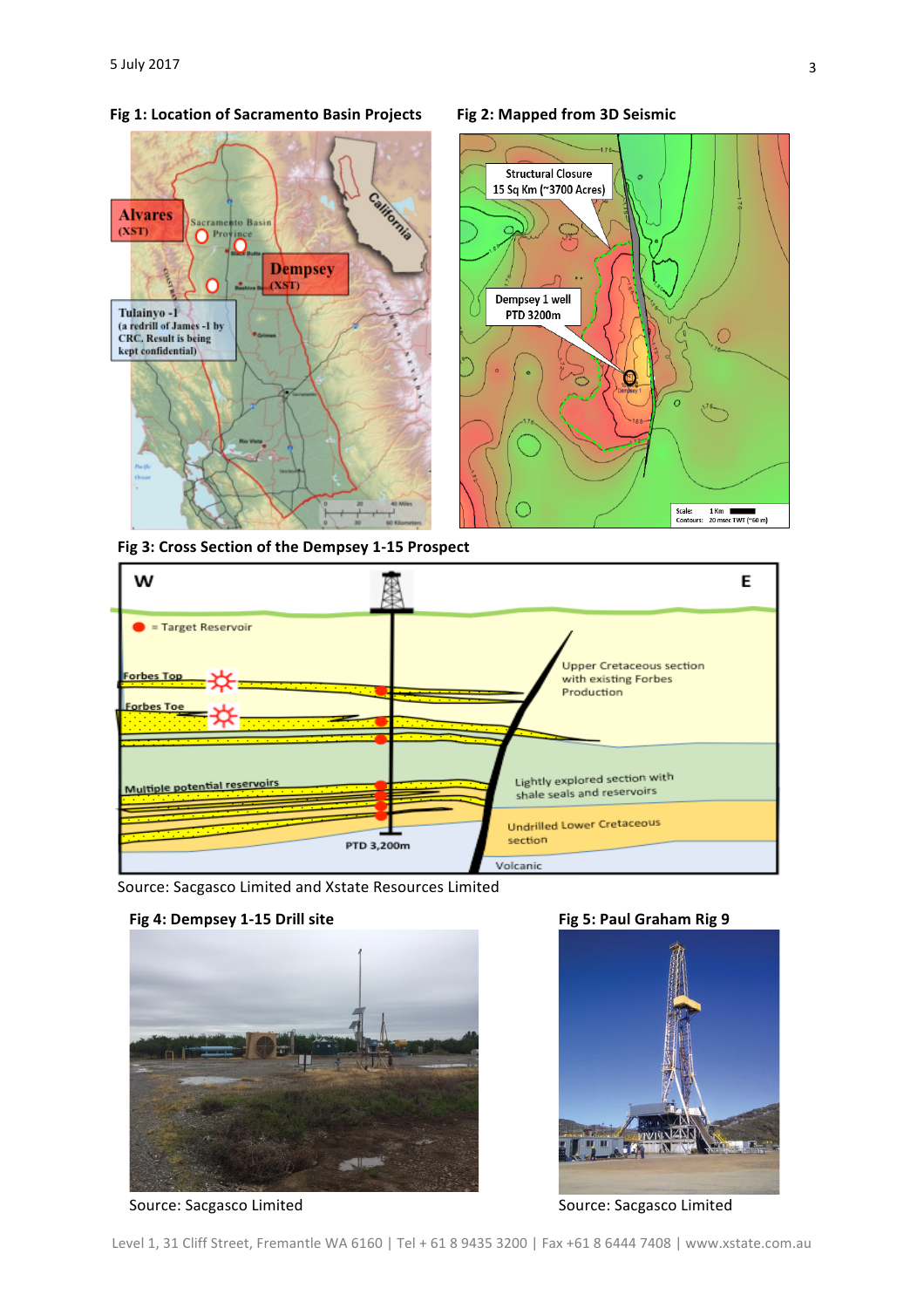5 July 2017

**Fig 1: Location of Sacramento Basin Projects**

Alvares (XST)

Sacramento Basin Province

Dempsey (XST)

Tulainyo -1 (a redrill of James -1 by CRC, Result is being kept confidential)

California

**Fig 2: Mapped from 3D Seismic**

Structural Closure 15 Sq Km (~3700 Acres)

Dempsey 1 well PTD 3200m

Scale: 1 Km

Contours: 20 msec TWT (~60 m)

**Fig 3: Cross Section of the Dempsey 1-15 Prospect**

W

E

= Target Reservoir

Forbes Top

Forbes Toe

Upper Cretaceous section with existing Forbes Production

Multiple potential reservoirs

Lightly explored section with shale seals and reservoirs

Undrilled Lower Cretaceous section

PTD 3,200m

Volcanic

Source: Sacgasco Limited and Xstate Resources Limited

**Fig 4: Dempsey 1-15 Drill site**

Source: Sacgasco Limited

**Fig 5: Paul Graham Rig 9**

Source: Sacgasco Limited

Level 1, 31 Cliff Street, Fremantle WA 6160 | Tel + 61 8 9435 3200 | Fax +61 8 6444 7408 | www.xstate.com.au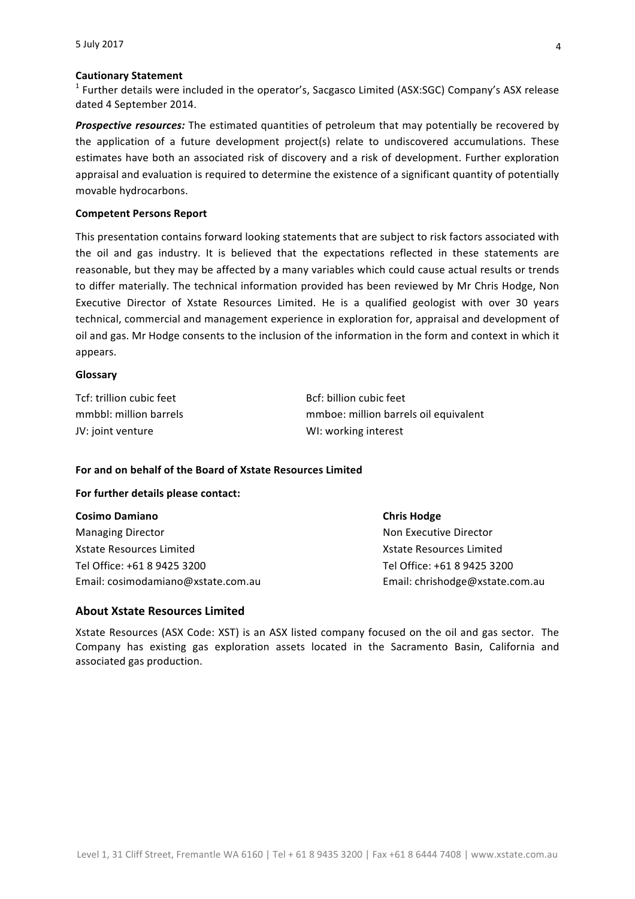**Cautionary Statement**

[1] Further details were included in the operator's, Sacgasco Limited (ASX:SGC) Company's ASX release dated 4 September 2014.

***Prospective resources:*** The estimated quantities of petroleum that may potentially be recovered by the application of a future development project(s) relate to undiscovered accumulations. These estimates have both an associated risk of discovery and a risk of development. Further exploration appraisal and evaluation is required to determine the existence of a significant quantity of potentially movable hydrocarbons.

**Competent Persons Report**

This presentation contains forward looking statements that are subject to risk factors associated with the oil and gas industry. It is believed that the expectations reflected in these statements are reasonable, but they may be affected by a many variables which could cause actual results or trends to differ materially. The technical information provided has been reviewed by Mr Chris Hodge, Non Executive Director of Xstate Resources Limited. He is a qualified geologist with over 30 years technical, commercial and management experience in exploration for, appraisal and development of oil and gas. Mr Hodge consents to the inclusion of the information in the form and context in which it appears.

**Glossary**

| | |
|---|---|
| Tcf: trillion cubic feet | Bcf: billion cubic feet |
| mmbbl: million barrels | mmboe: million barrels oil equivalent |
| JV: joint venture | WI: working interest |

**For and on behalf of the Board of Xstate Resources Limited**

**For further details please contact:**

**Cosimo Damiano**
Managing Director
Xstate Resources Limited
Tel Office: +61 8 9425 3200
Email: cosimodamiano@xstate.com.au

**Chris Hodge**
Non Executive Director
Xstate Resources Limited
Tel Office: +61 8 9425 3200
Email: chrishodge@xstate.com.au

## About Xstate Resources Limited

Xstate Resources (ASX Code: XST) is an ASX listed company focused on the oil and gas sector. The Company has existing gas exploration assets located in the Sacramento Basin, California and associated gas production.